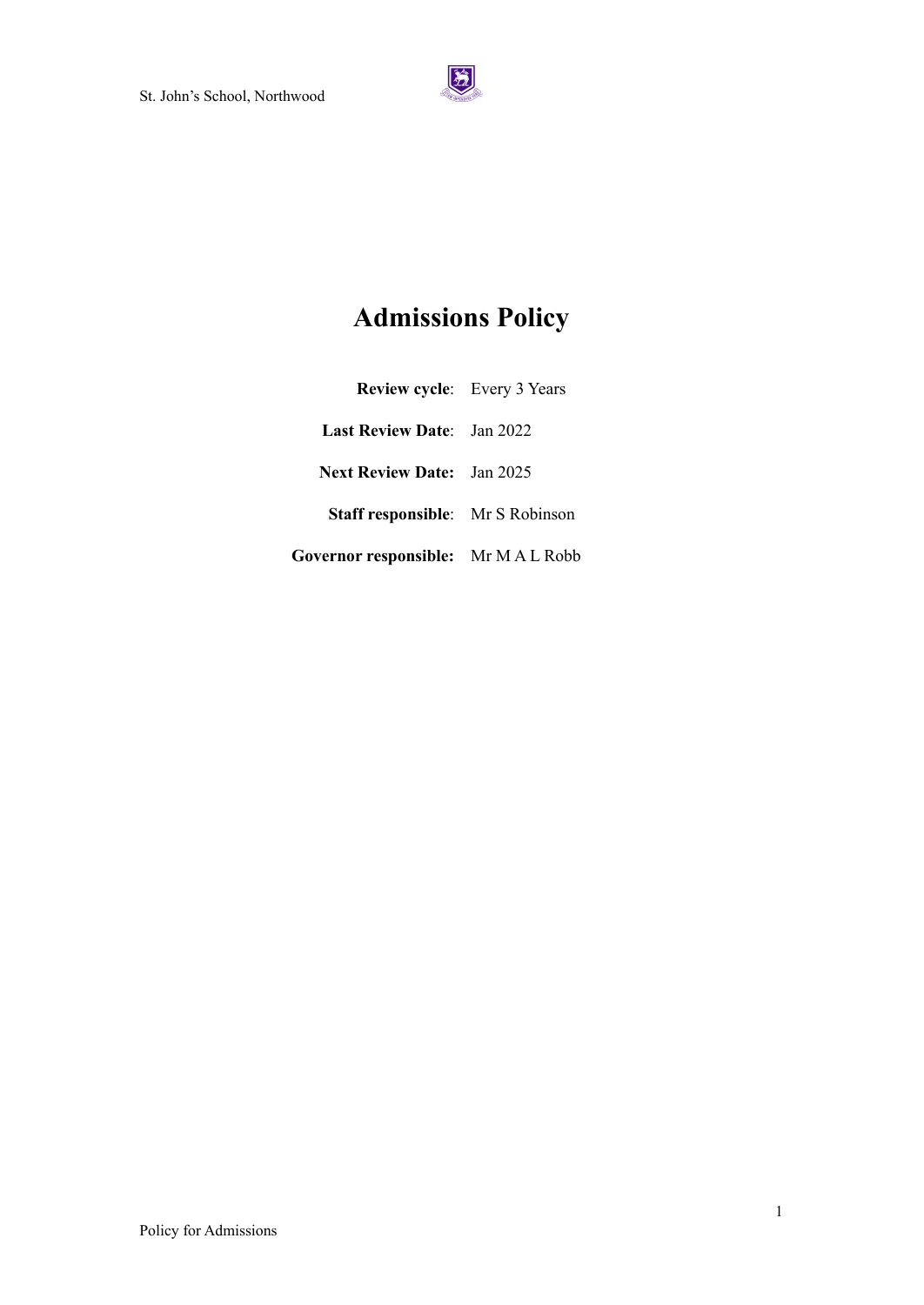# Admissions Policy

**Review cycle**: Every 3 Years

**Last Review Date**: Jan 2022

**Next Review Date:** Jan 2025

**Staff responsible**: Mr S Robinson

**Governor responsible:** Mr M A L Robb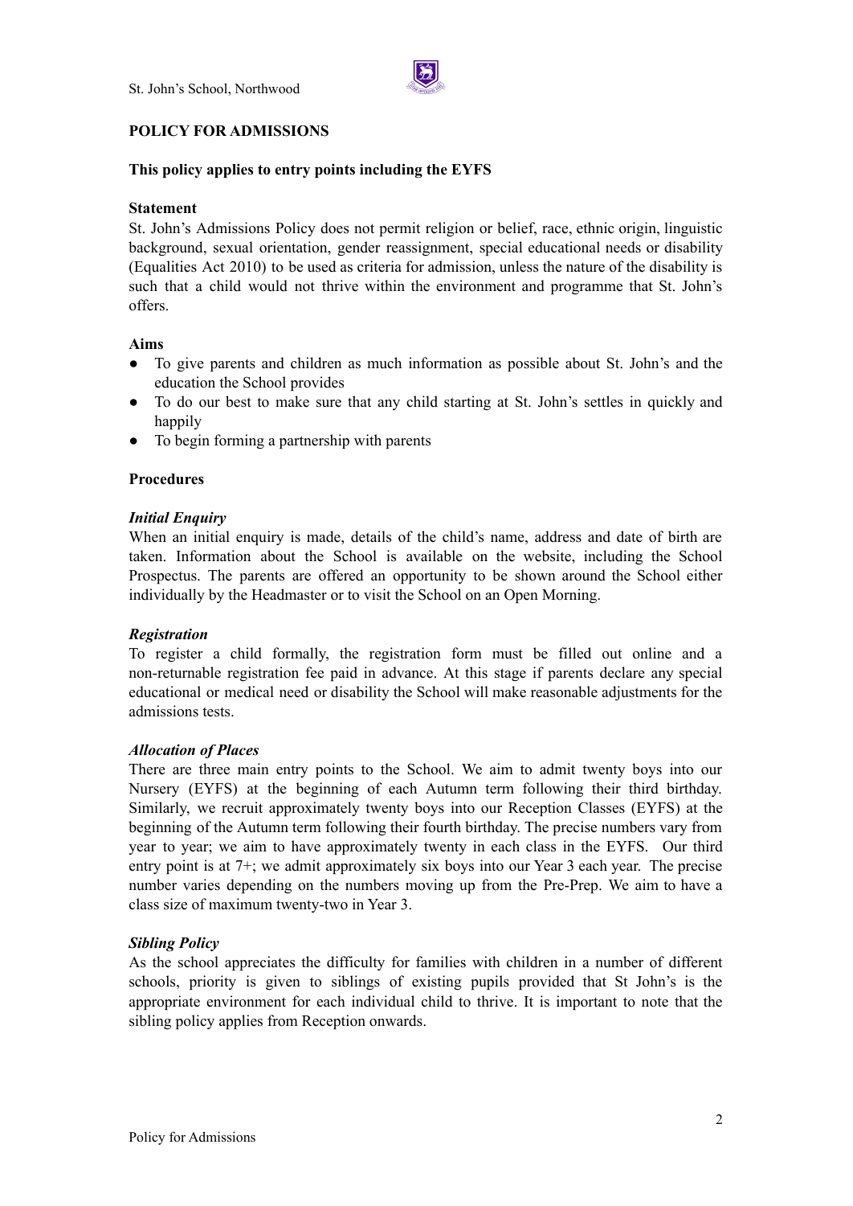# POLICY FOR ADMISSIONS

**This policy applies to entry points including the EYFS**

**Statement**

St. John's Admissions Policy does not permit religion or belief, race, ethnic origin, linguistic background, sexual orientation, gender reassignment, special educational needs or disability (Equalities Act 2010) to be used as criteria for admission, unless the nature of the disability is such that a child would not thrive within the environment and programme that St. John's offers.

**Aims**

- To give parents and children as much information as possible about St. John's and the education the School provides
- To do our best to make sure that any child starting at St. John's settles in quickly and happily
- To begin forming a partnership with parents

**Procedures**

***Initial Enquiry***

When an initial enquiry is made, details of the child's name, address and date of birth are taken. Information about the School is available on the website, including the School Prospectus. The parents are offered an opportunity to be shown around the School either individually by the Headmaster or to visit the School on an Open Morning.

***Registration***

To register a child formally, the registration form must be filled out online and a non-returnable registration fee paid in advance. At this stage if parents declare any special educational or medical need or disability the School will make reasonable adjustments for the admissions tests.

***Allocation of Places***

There are three main entry points to the School. We aim to admit twenty boys into our Nursery (EYFS) at the beginning of each Autumn term following their third birthday. Similarly, we recruit approximately twenty boys into our Reception Classes (EYFS) at the beginning of the Autumn term following their fourth birthday. The precise numbers vary from year to year; we aim to have approximately twenty in each class in the EYFS. Our third entry point is at 7+; we admit approximately six boys into our Year 3 each year. The precise number varies depending on the numbers moving up from the Pre-Prep. We aim to have a class size of maximum twenty-two in Year 3.

***Sibling Policy***

As the school appreciates the difficulty for families with children in a number of different schools, priority is given to siblings of existing pupils provided that St John's is the appropriate environment for each individual child to thrive. It is important to note that the sibling policy applies from Reception onwards.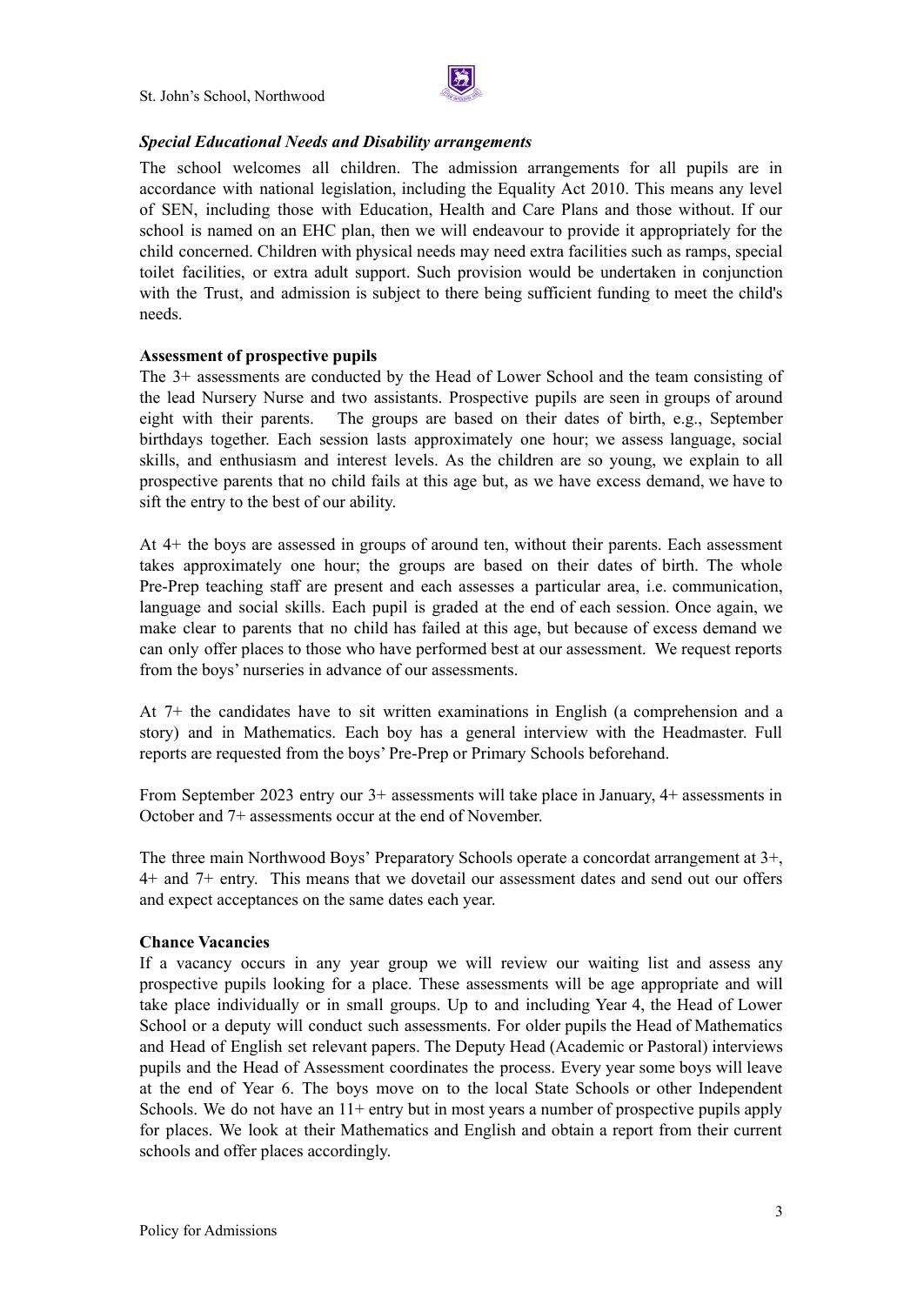### *Special Educational Needs and Disability arrangements*

The school welcomes all children. The admission arrangements for all pupils are in accordance with national legislation, including the Equality Act 2010. This means any level of SEN, including those with Education, Health and Care Plans and those without. If our school is named on an EHC plan, then we will endeavour to provide it appropriately for the child concerned. Children with physical needs may need extra facilities such as ramps, special toilet facilities, or extra adult support. Such provision would be undertaken in conjunction with the Trust, and admission is subject to there being sufficient funding to meet the child's needs.

**Assessment of prospective pupils**

The 3+ assessments are conducted by the Head of Lower School and the team consisting of the lead Nursery Nurse and two assistants. Prospective pupils are seen in groups of around eight with their parents. The groups are based on their dates of birth, e.g., September birthdays together. Each session lasts approximately one hour; we assess language, social skills, and enthusiasm and interest levels. As the children are so young, we explain to all prospective parents that no child fails at this age but, as we have excess demand, we have to sift the entry to the best of our ability.

At 4+ the boys are assessed in groups of around ten, without their parents. Each assessment takes approximately one hour; the groups are based on their dates of birth. The whole Pre-Prep teaching staff are present and each assesses a particular area, i.e. communication, language and social skills. Each pupil is graded at the end of each session. Once again, we make clear to parents that no child has failed at this age, but because of excess demand we can only offer places to those who have performed best at our assessment. We request reports from the boys' nurseries in advance of our assessments.

At 7+ the candidates have to sit written examinations in English (a comprehension and a story) and in Mathematics. Each boy has a general interview with the Headmaster. Full reports are requested from the boys' Pre-Prep or Primary Schools beforehand.

From September 2023 entry our 3+ assessments will take place in January, 4+ assessments in October and 7+ assessments occur at the end of November.

The three main Northwood Boys' Preparatory Schools operate a concordat arrangement at 3+, 4+ and 7+ entry. This means that we dovetail our assessment dates and send out our offers and expect acceptances on the same dates each year.

**Chance Vacancies**

If a vacancy occurs in any year group we will review our waiting list and assess any prospective pupils looking for a place. These assessments will be age appropriate and will take place individually or in small groups. Up to and including Year 4, the Head of Lower School or a deputy will conduct such assessments. For older pupils the Head of Mathematics and Head of English set relevant papers. The Deputy Head (Academic or Pastoral) interviews pupils and the Head of Assessment coordinates the process. Every year some boys will leave at the end of Year 6. The boys move on to the local State Schools or other Independent Schools. We do not have an 11+ entry but in most years a number of prospective pupils apply for places. We look at their Mathematics and English and obtain a report from their current schools and offer places accordingly.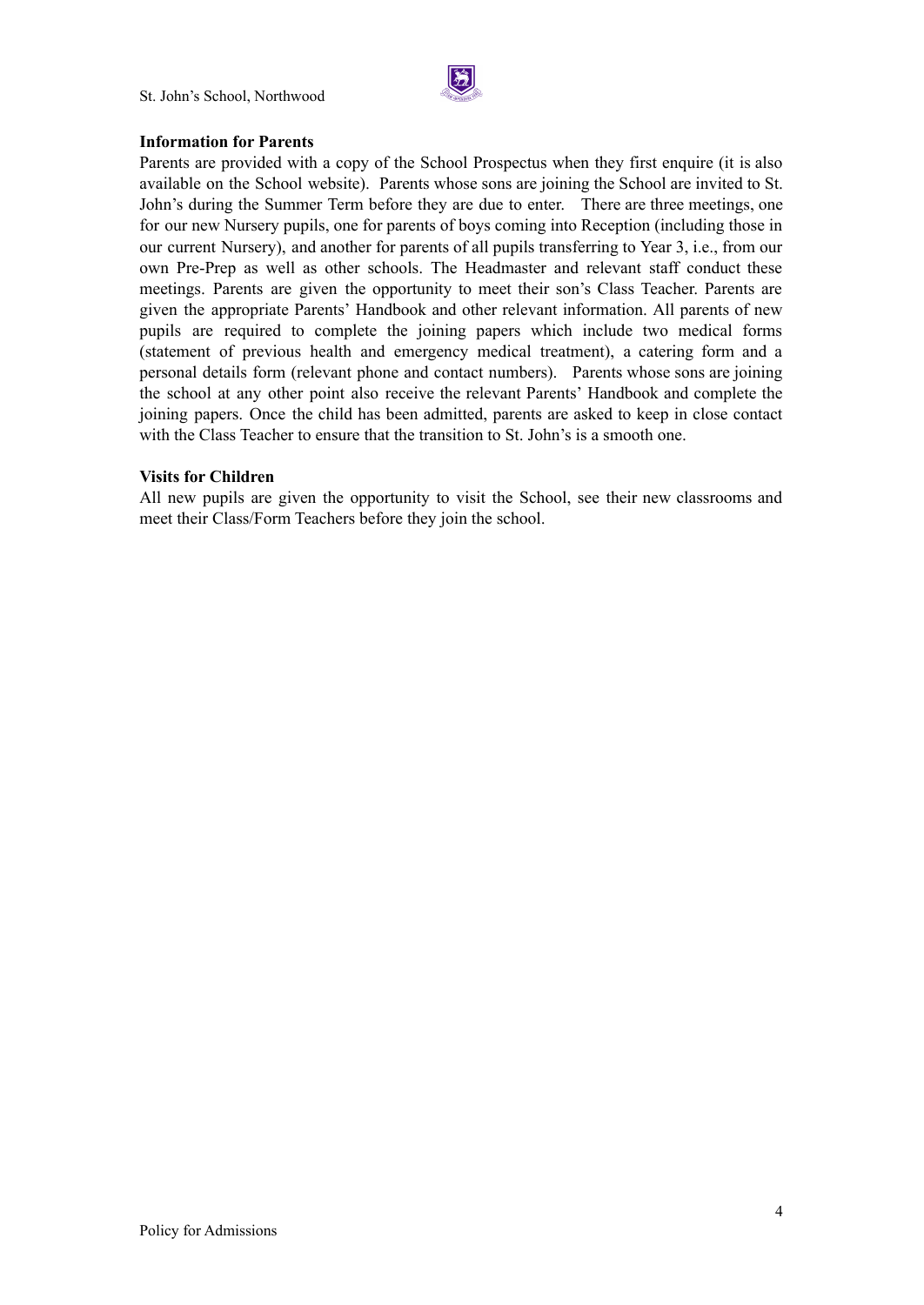**Information for Parents**

Parents are provided with a copy of the School Prospectus when they first enquire (it is also available on the School website). Parents whose sons are joining the School are invited to St. John's during the Summer Term before they are due to enter. There are three meetings, one for our new Nursery pupils, one for parents of boys coming into Reception (including those in our current Nursery), and another for parents of all pupils transferring to Year 3, i.e., from our own Pre-Prep as well as other schools. The Headmaster and relevant staff conduct these meetings. Parents are given the opportunity to meet their son's Class Teacher. Parents are given the appropriate Parents' Handbook and other relevant information. All parents of new pupils are required to complete the joining papers which include two medical forms (statement of previous health and emergency medical treatment), a catering form and a personal details form (relevant phone and contact numbers). Parents whose sons are joining the school at any other point also receive the relevant Parents' Handbook and complete the joining papers. Once the child has been admitted, parents are asked to keep in close contact with the Class Teacher to ensure that the transition to St. John's is a smooth one.

**Visits for Children**

All new pupils are given the opportunity to visit the School, see their new classrooms and meet their Class/Form Teachers before they join the school.